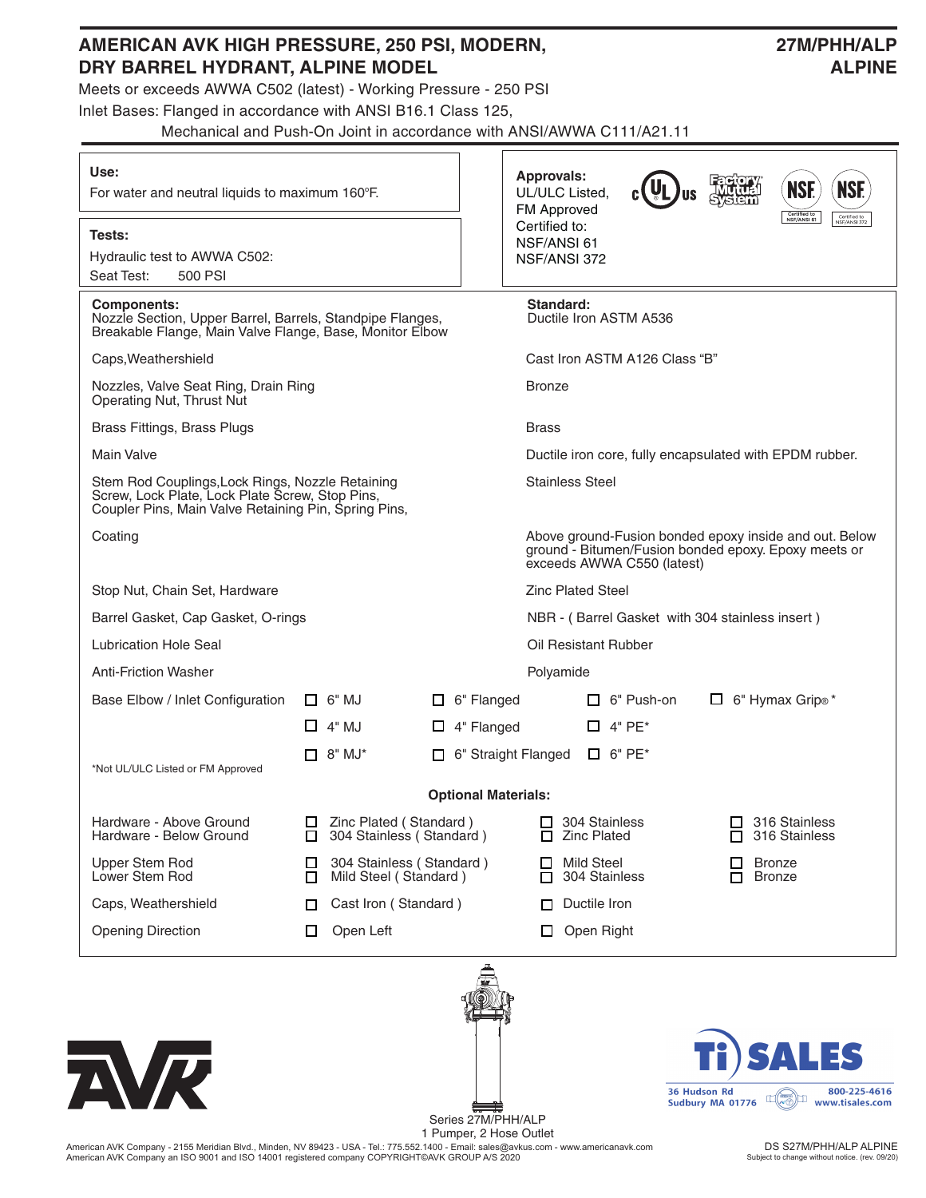# AMERICAN AVK HIGH PRESSURE, 250 PSI, MODERN, DRY BARREL HYDRANT, ALPINE MODEL

**27M/PHH/ALP ALPINE**

Meets or exceeds AWWA C502 (latest) - Working Pressure - 250 PSI

Inlet Bases: Flanged in accordance with ANSI B16.1 Class 125,
Mechanical and Push-On Joint in accordance with ANSI/AWWA C111/A21.11

**Use:**
For water and neutral liquids to maximum 160°F.

**Tests:**
Hydraulic test to AWWA C502:
Seat Test: 500 PSI

**Approvals:**
UL/ULC Listed,
FM Approved
Certified to:
NSF/ANSI 61
NSF/ANSI 372

| **Components:** | **Standard:** |
|---|---|
| Nozzle Section, Upper Barrel, Barrels, Standpipe Flanges, Breakable Flange, Main Valve Flange, Base, Monitor Elbow | Ductile Iron ASTM A536 |
| Caps,Weathershield | Cast Iron ASTM A126 Class "B" |
| Nozzles, Valve Seat Ring, Drain Ring Operating Nut, Thrust Nut | Bronze |
| Brass Fittings, Brass Plugs | Brass |
| Main Valve | Ductile iron core, fully encapsulated with EPDM rubber. |
| Stem Rod Couplings,Lock Rings, Nozzle Retaining Screw, Lock Plate, Lock Plate Screw, Stop Pins, Coupler Pins, Main Valve Retaining Pin, Spring Pins, | Stainless Steel |
| Coating | Above ground-Fusion bonded epoxy inside and out. Below ground - Bitumen/Fusion bonded epoxy. Epoxy meets or exceeds AWWA C550 (latest) |
| Stop Nut, Chain Set, Hardware | Zinc Plated Steel |
| Barrel Gasket, Cap Gasket, O-rings | NBR - ( Barrel Gasket with 304 stainless insert ) |
| Lubrication Hole Seal | Oil Resistant Rubber |
| Anti-Friction Washer | Polyamide |

| Base Elbow / Inlet Configuration | | | | |
|---|---|---|---|---|
| | ☐ 6" MJ | ☐ 6" Flanged | ☐ 6" Push-on | ☐ 6" Hymax Grip® * |
| | ☐ 4" MJ | ☐ 4" Flanged | ☐ 4" PE* | |
| | ☐ 8" MJ* | ☐ 6" Straight Flanged | ☐ 6" PE* | |

*Not UL/ULC Listed or FM Approved

**Optional Materials:**

| | | | |
|---|---|---|---|
| Hardware - Above Ground | ☐ Zinc Plated ( Standard ) | ☐ 304 Stainless | ☐ 316 Stainless |
| Hardware - Below Ground | ☐ 304 Stainless ( Standard ) | ☐ Zinc Plated | ☐ 316 Stainless |
| Upper Stem Rod | ☐ 304 Stainless ( Standard ) | ☐ Mild Steel | ☐ Bronze |
| Lower Stem Rod | ☐ Mild Steel ( Standard ) | ☐ 304 Stainless | ☐ Bronze |
| Caps, Weathershield | ☐ Cast Iron ( Standard ) | ☐ Ductile Iron | |
| Opening Direction | ☐ Open Left | ☐ Open Right | |

Series 27M/PHH/ALP
1 Pumper, 2 Hose Outlet

Ti SALES
36 Hudson Rd
Sudbury MA 01776
800-225-4616
www.tisales.com

American AVK Company - 2155 Meridian Blvd., Minden, NV 89423 - USA - Tel.: 775.552.1400 - Email: sales@avkus.com - www.americanavk.com
American AVK Company an ISO 9001 and ISO 14001 registered company COPYRIGHT©AVK GROUP A/S 2020

DS S27M/PHH/ALP ALPINE
Subject to change without notice. (rev. 09/20)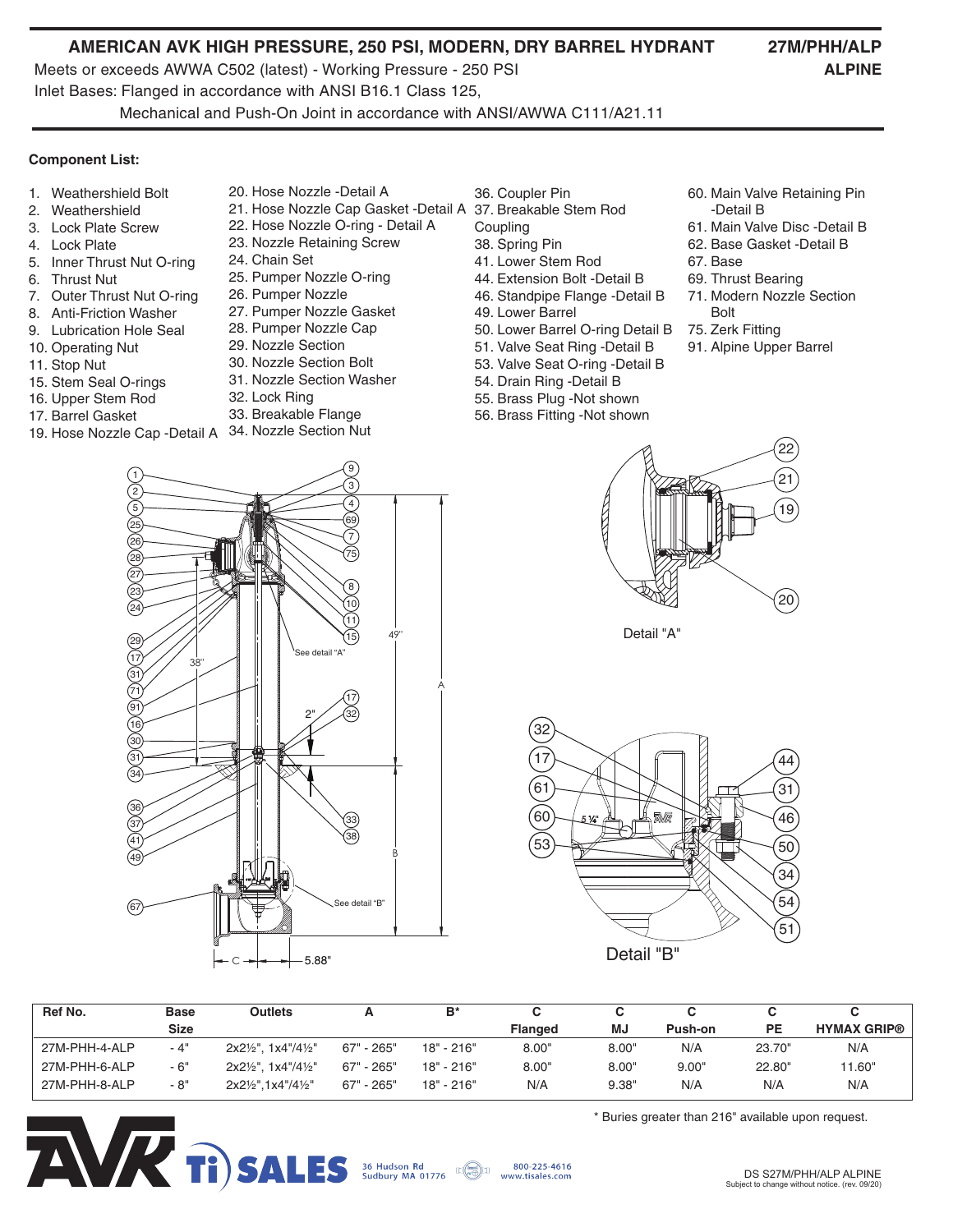# AMERICAN AVK HIGH PRESSURE, 250 PSI, MODERN, DRY BARREL HYDRANT

**27M/PHH/ALP**
**ALPINE**

Meets or exceeds AWWA C502 (latest) - Working Pressure - 250 PSI
Inlet Bases: Flanged in accordance with ANSI B16.1 Class 125,
Mechanical and Push-On Joint in accordance with ANSI/AWWA C111/A21.11

**Component List:**

1. Weathershield Bolt
2. Weathershield
3. Lock Plate Screw
4. Lock Plate
5. Inner Thrust Nut O-ring
6. Thrust Nut
7. Outer Thrust Nut O-ring
8. Anti-Friction Washer
9. Lubrication Hole Seal
10. Operating Nut
11. Stop Nut
15. Stem Seal O-rings
16. Upper Stem Rod
17. Barrel Gasket
19. Hose Nozzle Cap -Detail A
20. Hose Nozzle -Detail A
21. Hose Nozzle Cap Gasket -Detail A
22. Hose Nozzle O-ring - Detail A
23. Nozzle Retaining Screw
24. Chain Set
25. Pumper Nozzle O-ring
26. Pumper Nozzle
27. Pumper Nozzle Gasket
28. Pumper Nozzle Cap
29. Nozzle Section
30. Nozzle Section Bolt
31. Nozzle Section Washer
32. Lock Ring
33. Breakable Flange
34. Nozzle Section Nut
36. Coupler Pin
37. Breakable Stem Rod Coupling
38. Spring Pin
41. Lower Stem Rod
44. Extension Bolt -Detail B
46. Standpipe Flange -Detail B
49. Lower Barrel
50. Lower Barrel O-ring Detail B
51. Valve Seat Ring -Detail B
53. Valve Seat O-ring -Detail B
54. Drain Ring -Detail B
55. Brass Plug -Not shown
56. Brass Fitting -Not shown
60. Main Valve Retaining Pin -Detail B
61. Main Valve Disc -Detail B
62. Base Gasket -Detail B
67. Base
69. Thrust Bearing
71. Modern Nozzle Section Bolt
75. Zerk Fitting
91. Alpine Upper Barrel

1, 2, 5, 25, 26, 28, 27, 23, 24, 29, 17, 31, 71, 91, 16, 30, 31, 34, 36, 37, 41, 49, 67
9, 3, 4, 69, 7, 75, 8, 10, 11, 15, 17, 32, 33, 38
See detail "A"
See detail "B"
49"
38"
2"
A
B
C
5.88"

22, 21, 19, 20

Detail "A"

32, 17, 61, 60, 53, 44, 31, 46, 50, 34, 54, 51
5 ¼"

Detail "B"

| Ref No. | Base Size | Outlets | A | B* | C Flanged | C MJ | C Push-on | C PE | C HYMAX GRIP® |
|---|---|---|---|---|---|---|---|---|---|
| 27M-PHH-4-ALP | - 4" | 2x2½", 1x4"/4½" | 67" - 265" | 18" - 216" | 8.00" | 8.00" | N/A | 23.70" | N/A |
| 27M-PHH-6-ALP | - 6" | 2x2½", 1x4"/4½" | 67" - 265" | 18" - 216" | 8.00" | 8.00" | 9.00" | 22.80" | 11.60" |
| 27M-PHH-8-ALP | - 8" | 2x2½",1x4"/4½" | 67" - 265" | 18" - 216" | N/A | 9.38" | N/A | N/A | N/A |

\* Buries greater than 216" available upon request.

Ti SALES 36 Hudson Rd Sudbury MA 01776 800-225-4616 www.tisales.com

DS S27M/PHH/ALP ALPINE
Subject to change without notice. (rev. 09/20)